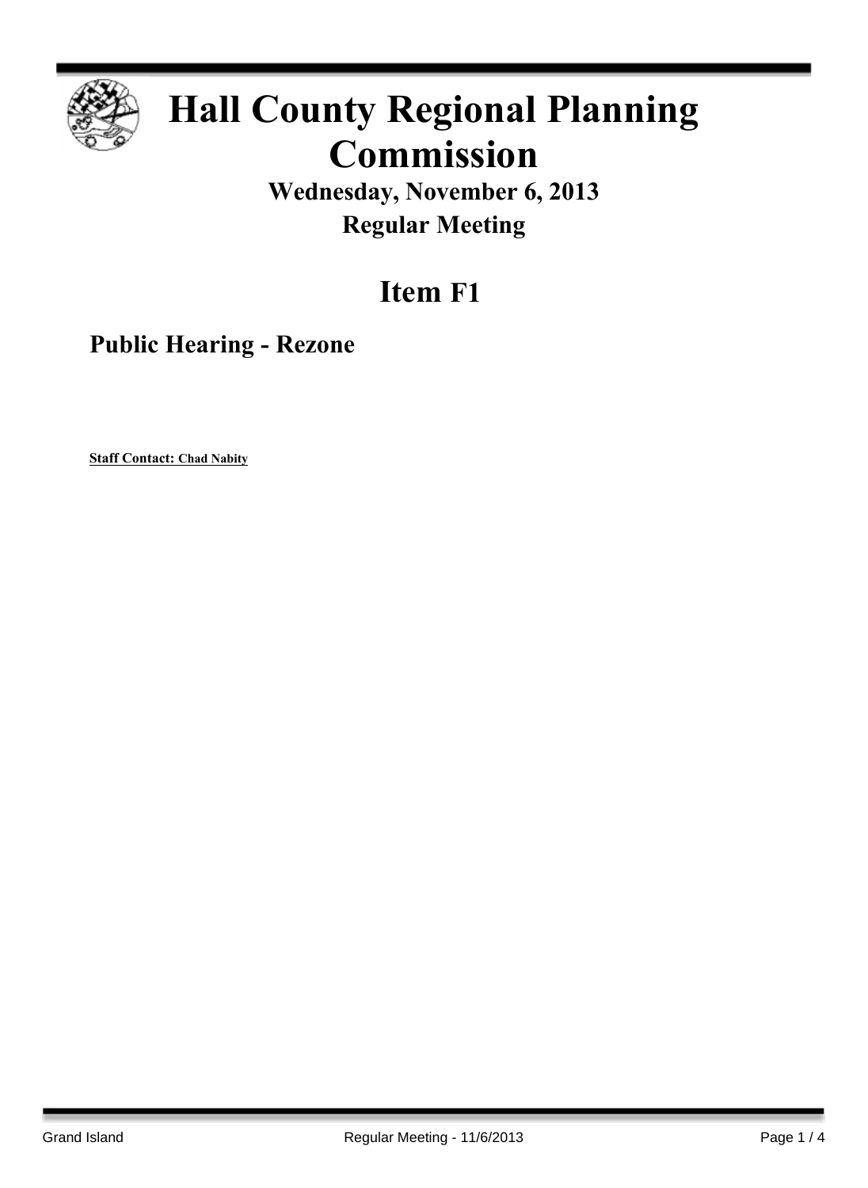# Hall County Regional Planning Commission

## Wednesday, November 6, 2013

## Regular Meeting

## Item F1

### Public Hearing - Rezone

**Staff Contact: Chad Nabity**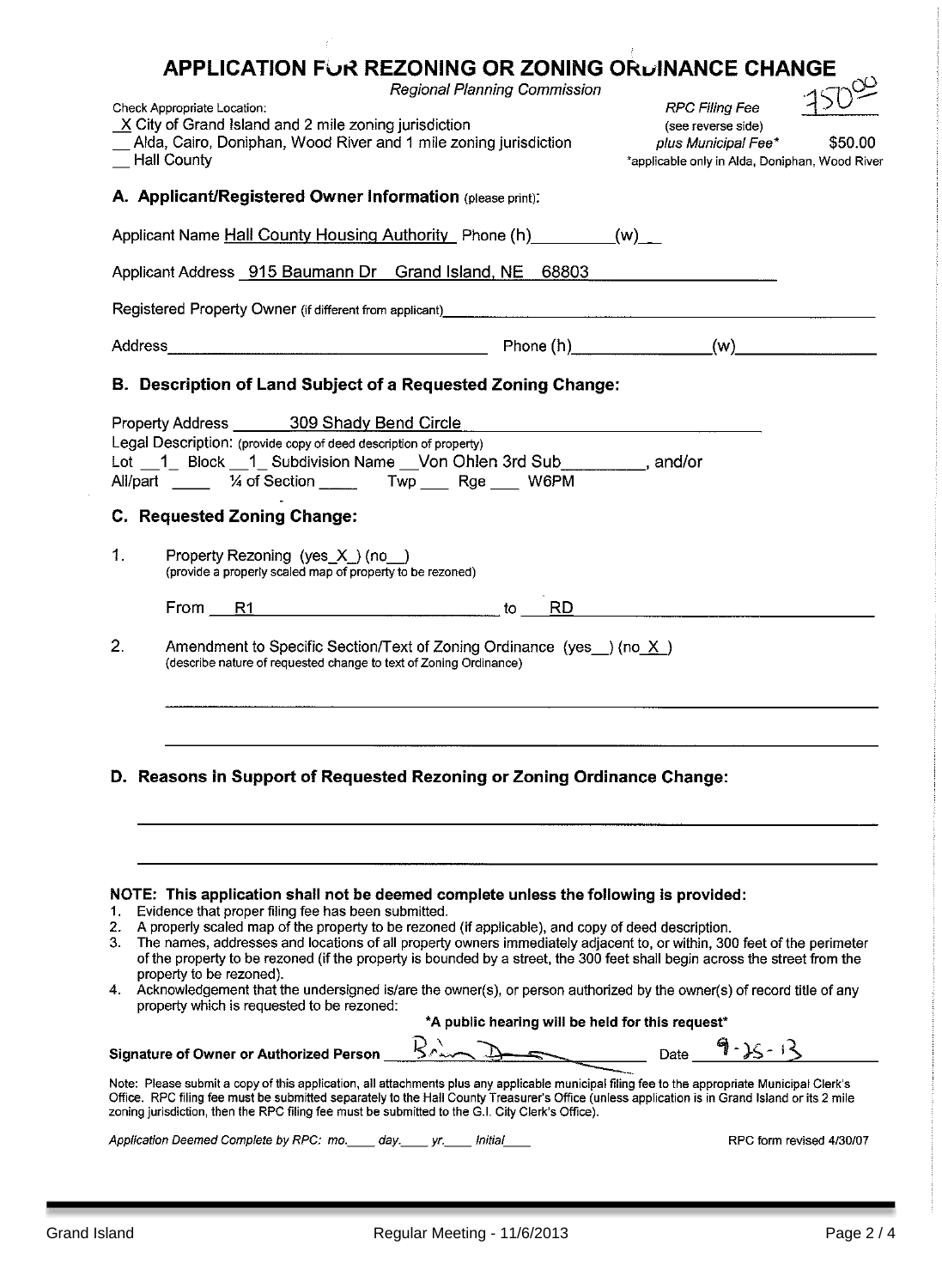# APPLICATION FOR REZONING OR ZONING ORDINANCE CHANGE

*Regional Planning Commission*

Check Appropriate Location:

_X_ City of Grand Island and 2 mile zoning jurisdiction
__ Alda, Cairo, Doniphan, Wood River and 1 mile zoning jurisdiction
__ Hall County

*RPC Filing Fee* 150.00
(see reverse side)
*plus Municipal Fee** $50.00
*applicable only in Alda, Doniphan, Wood River

## A. Applicant/Registered Owner Information (please print):

Applicant Name Hall County Housing Authority Phone (h)_________(w)__

Applicant Address 915 Baumann Dr Grand Island, NE 68803

Registered Property Owner (if different from applicant)________________

Address________________ Phone (h)________________(w)________________

## B. Description of Land Subject of a Requested Zoning Change:

Property Address 309 Shady Bend Circle

Legal Description: (provide copy of deed description of property)
Lot __1_ Block __1_ Subdivision Name __Von Ohlen 3rd Sub_________, and/or
All/part _____ ¼ of Section _____ Twp ____ Rge ____ W6PM

## C. Requested Zoning Change:

1. Property Rezoning (yes_X_) (no__)
(provide a properly scaled map of property to be rezoned)

From R1 to RD

2. Amendment to Specific Section/Text of Zoning Ordinance (yes__) (no_X_)
(describe nature of requested change to text of Zoning Ordinance)

## D. Reasons in Support of Requested Rezoning or Zoning Ordinance Change:

**NOTE: This application shall not be deemed complete unless the following is provided:**

1. Evidence that proper filing fee has been submitted.
2. A properly scaled map of the property to be rezoned (if applicable), and copy of deed description.
3. The names, addresses and locations of all property owners immediately adjacent to, or within, 300 feet of the perimeter of the property to be rezoned (if the property is bounded by a street, the 300 feet shall begin across the street from the property to be rezoned).
4. Acknowledgement that the undersigned is/are the owner(s), or person authorized by the owner(s) of record title of any property which is requested to be rezoned:

**\*A public hearing will be held for this request\***

**Signature of Owner or Authorized Person** [signature] Date 9-25-13

Note: Please submit a copy of this application, all attachments plus any applicable municipal filing fee to the appropriate Municipal Clerk's Office. RPC filing fee must be submitted separately to the Hall County Treasurer's Office (unless application is in Grand Island or its 2 mile zoning jurisdiction, then the RPC filing fee must be submitted to the G.I. City Clerk's Office).

*Application Deemed Complete by RPC: mo.____ day.____ yr.____ Initial____*

RPC form revised 4/30/07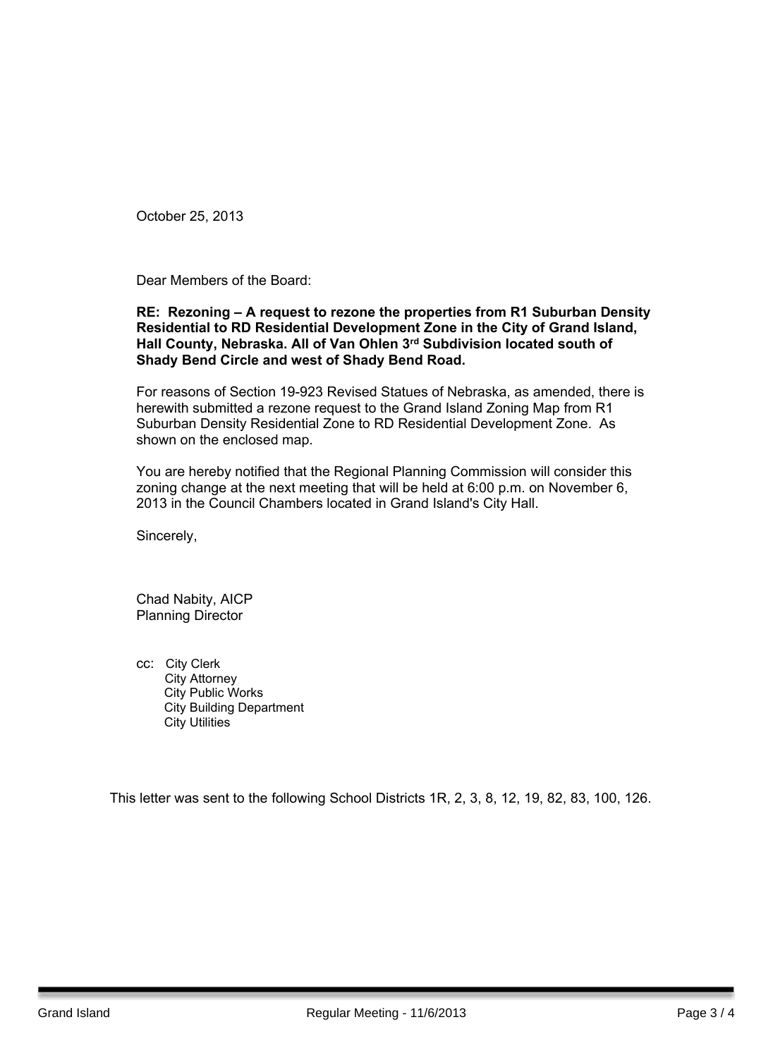October 25, 2013

Dear Members of the Board:

**RE: Rezoning – A request to rezone the properties from R1 Suburban Density Residential to RD Residential Development Zone in the City of Grand Island, Hall County, Nebraska. All of Van Ohlen 3rd Subdivision located south of Shady Bend Circle and west of Shady Bend Road.**

For reasons of Section 19-923 Revised Statues of Nebraska, as amended, there is herewith submitted a rezone request to the Grand Island Zoning Map from R1 Suburban Density Residential Zone to RD Residential Development Zone. As shown on the enclosed map.

You are hereby notified that the Regional Planning Commission will consider this zoning change at the next meeting that will be held at 6:00 p.m. on November 6, 2013 in the Council Chambers located in Grand Island's City Hall.

Sincerely,

Chad Nabity, AICP
Planning Director

cc: City Clerk
City Attorney
City Public Works
City Building Department
City Utilities

This letter was sent to the following School Districts 1R, 2, 3, 8, 12, 19, 82, 83, 100, 126.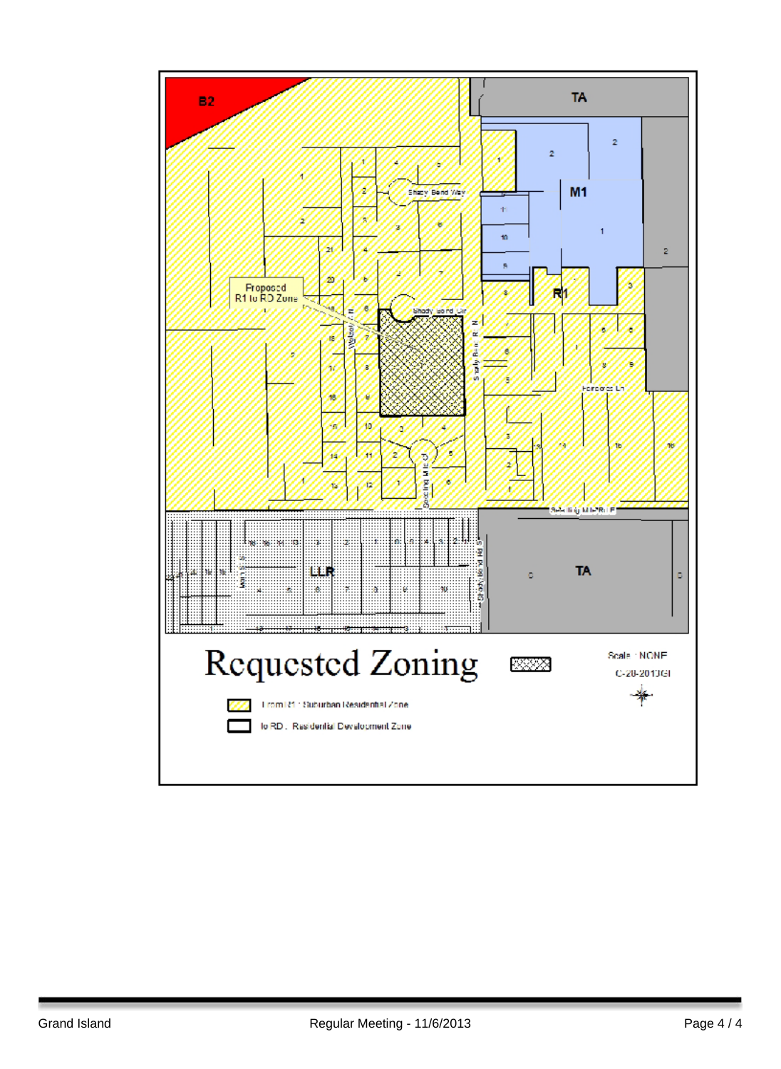B2

TA

M1

R1

LLR

TA

Proposed R1 to RD Zone

Shady Bend Way

Shady Bend Cir

Shady Bend Rd N

Fairpoint Ln

Sterling Mile Ct

Sterling Mile Rd E

Shady Bend Rd S

Main St

# Requested Zoning

Scale : NONE

C-20-2013GI

From R1 : Suburban Residential Zone

to RD : Residential Development Zone